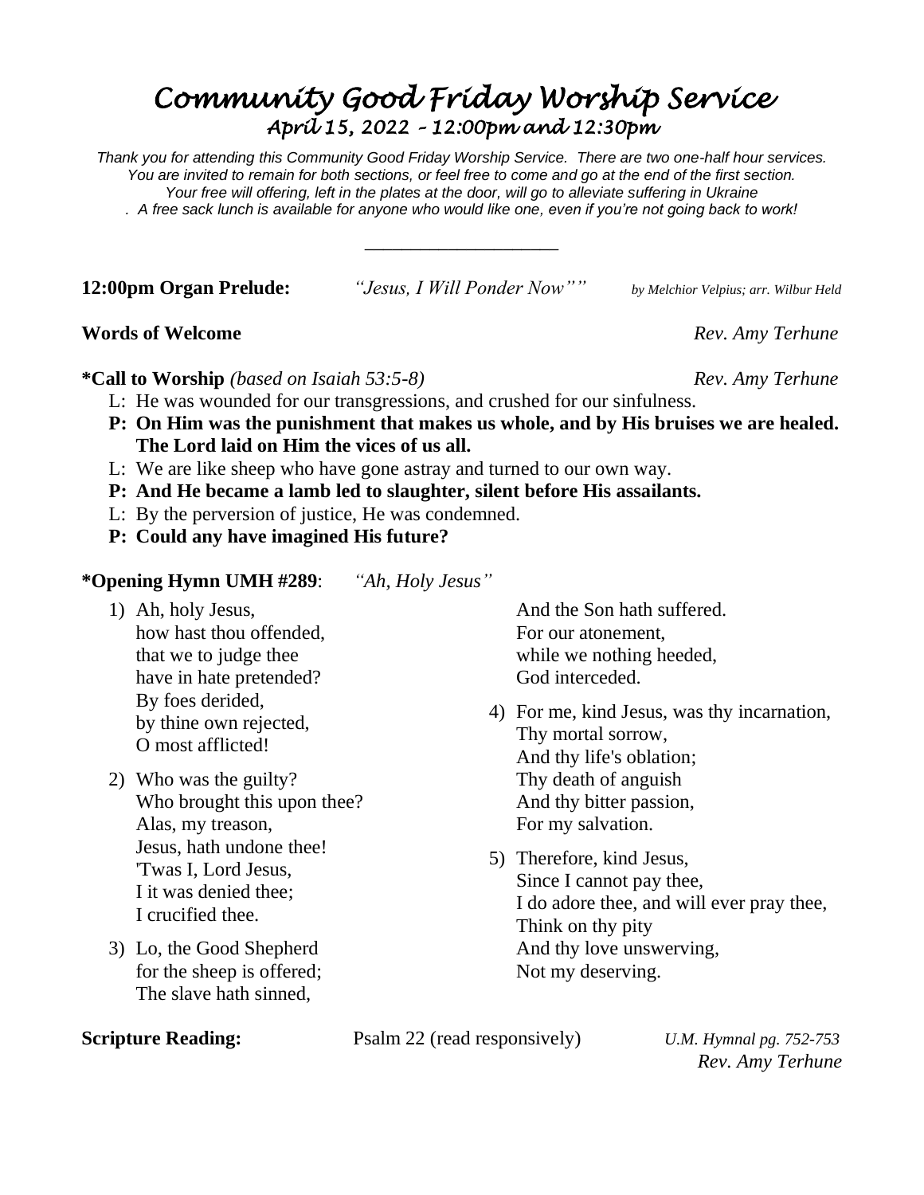# *Community Good Friday Worship Service*

## *April 15, 2022 – 12:00pm and 12:30pm*

*Thank you for attending this Community Good Friday Worship Service. There are two one-half hour services. You are invited to remain for both sections, or feel free to come and go at the end of the first section. Your free will offering, left in the plates at the door, will go to alleviate suffering in Ukraine . A free sack lunch is available for anyone who would like one, even if you're not going back to work!*

---

**12:00pm Organ Prelude:** *"Jesus, I Will Ponder Now""* *by Melchior Velpius; arr. Wilbur Held*

**Words of Welcome** *Rev. Amy Terhune*

**\*Call to Worship** *(based on Isaiah 53:5-8)* *Rev. Amy Terhune*

L: He was wounded for our transgressions, and crushed for our sinfulness.

**P: On Him was the punishment that makes us whole, and by His bruises we are healed. The Lord laid on Him the vices of us all.**

L: We are like sheep who have gone astray and turned to our own way.

**P: And He became a lamb led to slaughter, silent before His assailants.**

L: By the perversion of justice, He was condemned.

**P: Could any have imagined His future?**

**\*Opening Hymn UMH #289**: *"Ah, Holy Jesus"*

1) Ah, holy Jesus,
   how hast thou offended,
   that we to judge thee
   have in hate pretended?
   By foes derided,
   by thine own rejected,
   O most afflicted!

2) Who was the guilty?
   Who brought this upon thee?
   Alas, my treason,
   Jesus, hath undone thee!
   'Twas I, Lord Jesus,
   I it was denied thee;
   I crucified thee.

3) Lo, the Good Shepherd
   for the sheep is offered;
   The slave hath sinned,
   And the Son hath suffered.
   For our atonement,
   while we nothing heeded,
   God interceded.

4) For me, kind Jesus, was thy incarnation,
   Thy mortal sorrow,
   And thy life's oblation;
   Thy death of anguish
   And thy bitter passion,
   For my salvation.

5) Therefore, kind Jesus,
   Since I cannot pay thee,
   I do adore thee, and will ever pray thee,
   Think on thy pity
   And thy love unswerving,
   Not my deserving.

**Scripture Reading:** Psalm 22 (read responsively) *U.M. Hymnal pg. 752-753* *Rev. Amy Terhune*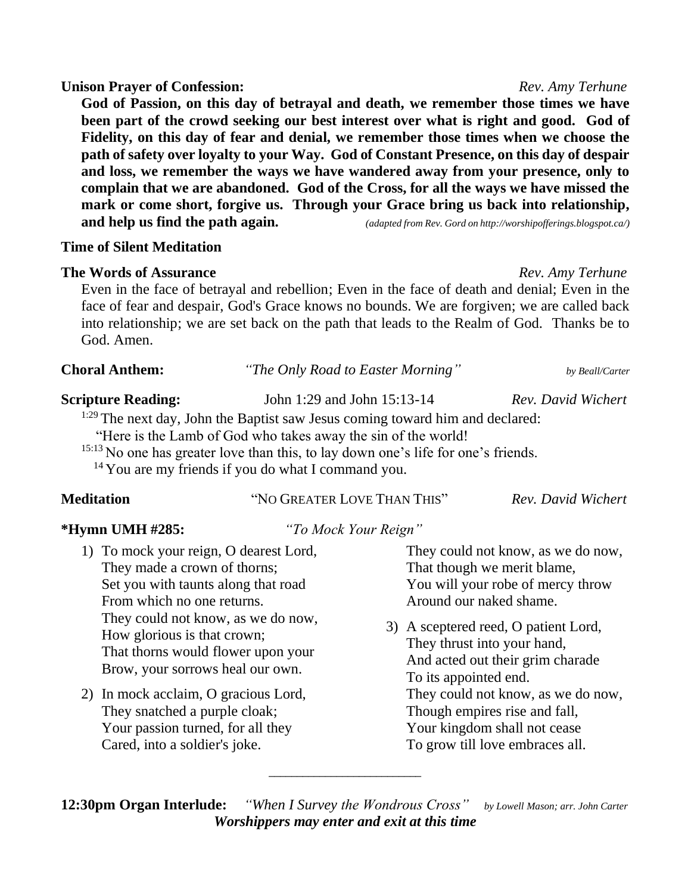**Unison Prayer of Confession:** *Rev. Amy Terhune*

**God of Passion, on this day of betrayal and death, we remember those times we have been part of the crowd seeking our best interest over what is right and good. God of Fidelity, on this day of fear and denial, we remember those times when we choose the path of safety over loyalty to your Way. God of Constant Presence, on this day of despair and loss, we remember the ways we have wandered away from your presence, only to complain that we are abandoned. God of the Cross, for all the ways we have missed the mark or come short, forgive us. Through your Grace bring us back into relationship, and help us find the path again.** *(adapted from Rev. Gord on http://worshipofferings.blogspot.ca/)*

**Time of Silent Meditation**

**The Words of Assurance** *Rev. Amy Terhune*

Even in the face of betrayal and rebellion; Even in the face of death and denial; Even in the face of fear and despair, God's Grace knows no bounds. We are forgiven; we are called back into relationship; we are set back on the path that leads to the Realm of God. Thanks be to God. Amen.

**Choral Anthem:** *"The Only Road to Easter Morning"* *by Beall/Carter*

**Scripture Reading:** John 1:29 and John 15:13-14 *Rev. David Wichert*

[1:29] The next day, John the Baptist saw Jesus coming toward him and declared:
"Here is the Lamb of God who takes away the sin of the world!
[15:13] No one has greater love than this, to lay down one's life for one's friends.
[14] You are my friends if you do what I command you.

**Meditation** "NO GREATER LOVE THAN THIS" *Rev. David Wichert*

**\*Hymn UMH #285:** *"To Mock Your Reign"*

1) To mock your reign, O dearest Lord,
They made a crown of thorns;
Set you with taunts along that road
From which no one returns.
They could not know, as we do now,
How glorious is that crown;
That thorns would flower upon your
Brow, your sorrows heal our own.

2) In mock acclaim, O gracious Lord,
They snatched a purple cloak;
Your passion turned, for all they
Cared, into a soldier's joke.
They could not know, as we do now,
That though we merit blame,
You will your robe of mercy throw
Around our naked shame.

3) A sceptered reed, O patient Lord,
They thrust into your hand,
And acted out their grim charade
To its appointed end.
They could not know, as we do now,
Though empires rise and fall,
Your kingdom shall not cease
To grow till love embraces all.

---

**12:30pm Organ Interlude:** *"When I Survey the Wondrous Cross"* *by Lowell Mason; arr. John Carter*

***Worshippers may enter and exit at this time***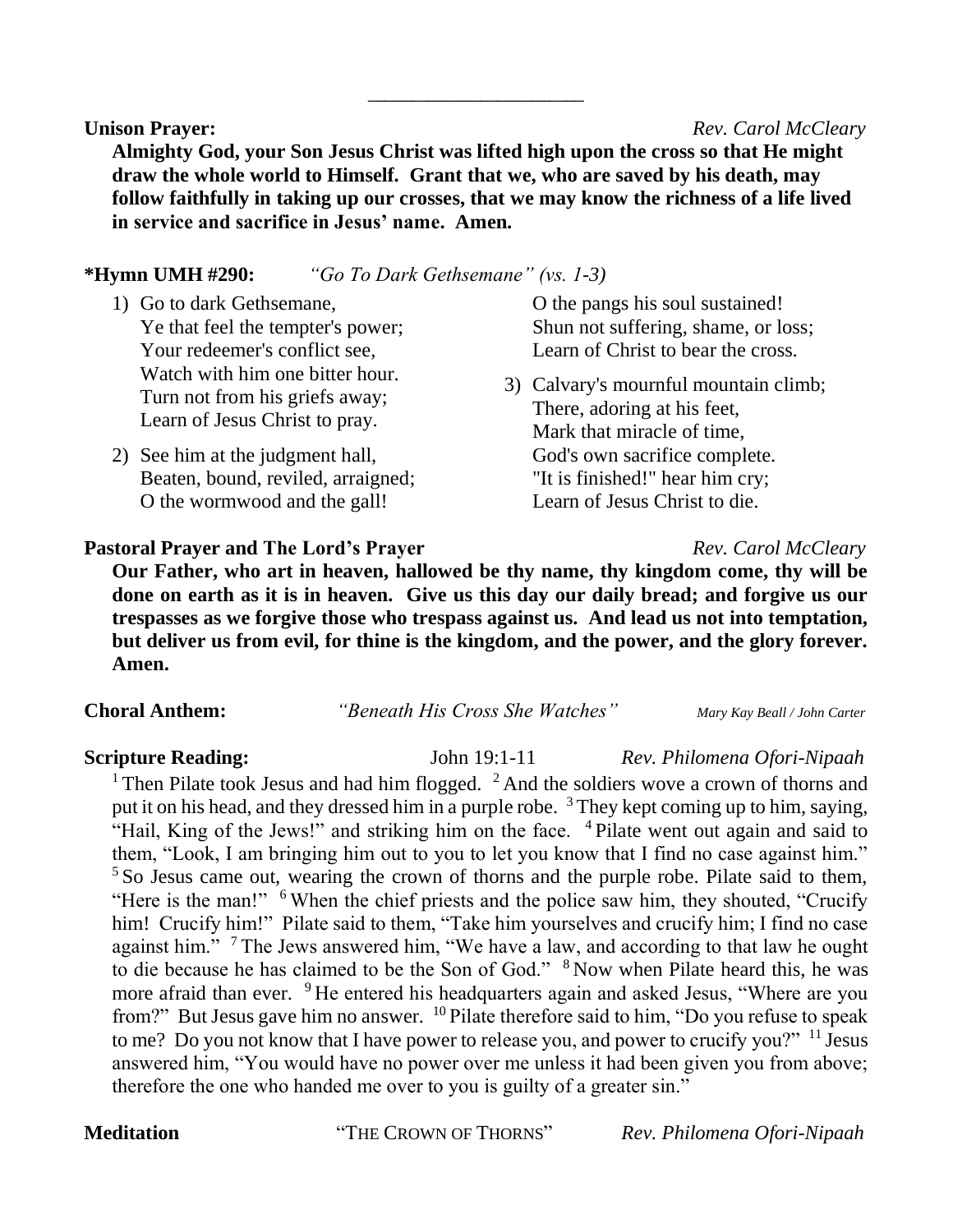---

**Unison Prayer:** *Rev. Carol McCleary*

**Almighty God, your Son Jesus Christ was lifted high upon the cross so that He might draw the whole world to Himself. Grant that we, who are saved by his death, may follow faithfully in taking up our crosses, that we may know the richness of a life lived in service and sacrifice in Jesus' name. Amen.**

**\*Hymn UMH #290:** *"Go To Dark Gethsemane" (vs. 1-3)*

1) Go to dark Gethsemane,
   Ye that feel the tempter's power;
   Your redeemer's conflict see,
   Watch with him one bitter hour.
   Turn not from his griefs away;
   Learn of Jesus Christ to pray.

2) See him at the judgment hall,
   Beaten, bound, reviled, arraigned;
   O the wormwood and the gall!
   O the pangs his soul sustained!
   Shun not suffering, shame, or loss;
   Learn of Christ to bear the cross.

3) Calvary's mournful mountain climb;
   There, adoring at his feet,
   Mark that miracle of time,
   God's own sacrifice complete.
   "It is finished!" hear him cry;
   Learn of Jesus Christ to die.

**Pastoral Prayer and The Lord's Prayer** *Rev. Carol McCleary*

**Our Father, who art in heaven, hallowed be thy name, thy kingdom come, thy will be done on earth as it is in heaven. Give us this day our daily bread; and forgive us our trespasses as we forgive those who trespass against us. And lead us not into temptation, but deliver us from evil, for thine is the kingdom, and the power, and the glory forever. Amen.**

**Choral Anthem:** *"Beneath His Cross She Watches"* *Mary Kay Beall / John Carter*

**Scripture Reading:** John 19:1-11 *Rev. Philomena Ofori-Nipaah*

[1] Then Pilate took Jesus and had him flogged. [2] And the soldiers wove a crown of thorns and put it on his head, and they dressed him in a purple robe. [3] They kept coming up to him, saying, "Hail, King of the Jews!" and striking him on the face. [4] Pilate went out again and said to them, "Look, I am bringing him out to you to let you know that I find no case against him." [5] So Jesus came out, wearing the crown of thorns and the purple robe. Pilate said to them, "Here is the man!" [6] When the chief priests and the police saw him, they shouted, "Crucify him! Crucify him!" Pilate said to them, "Take him yourselves and crucify him; I find no case against him." [7] The Jews answered him, "We have a law, and according to that law he ought to die because he has claimed to be the Son of God." [8] Now when Pilate heard this, he was more afraid than ever. [9] He entered his headquarters again and asked Jesus, "Where are you from?" But Jesus gave him no answer. [10] Pilate therefore said to him, "Do you refuse to speak to me? Do you not know that I have power to release you, and power to crucify you?" [11] Jesus answered him, "You would have no power over me unless it had been given you from above; therefore the one who handed me over to you is guilty of a greater sin."

**Meditation** "THE CROWN OF THORNS" *Rev. Philomena Ofori-Nipaah*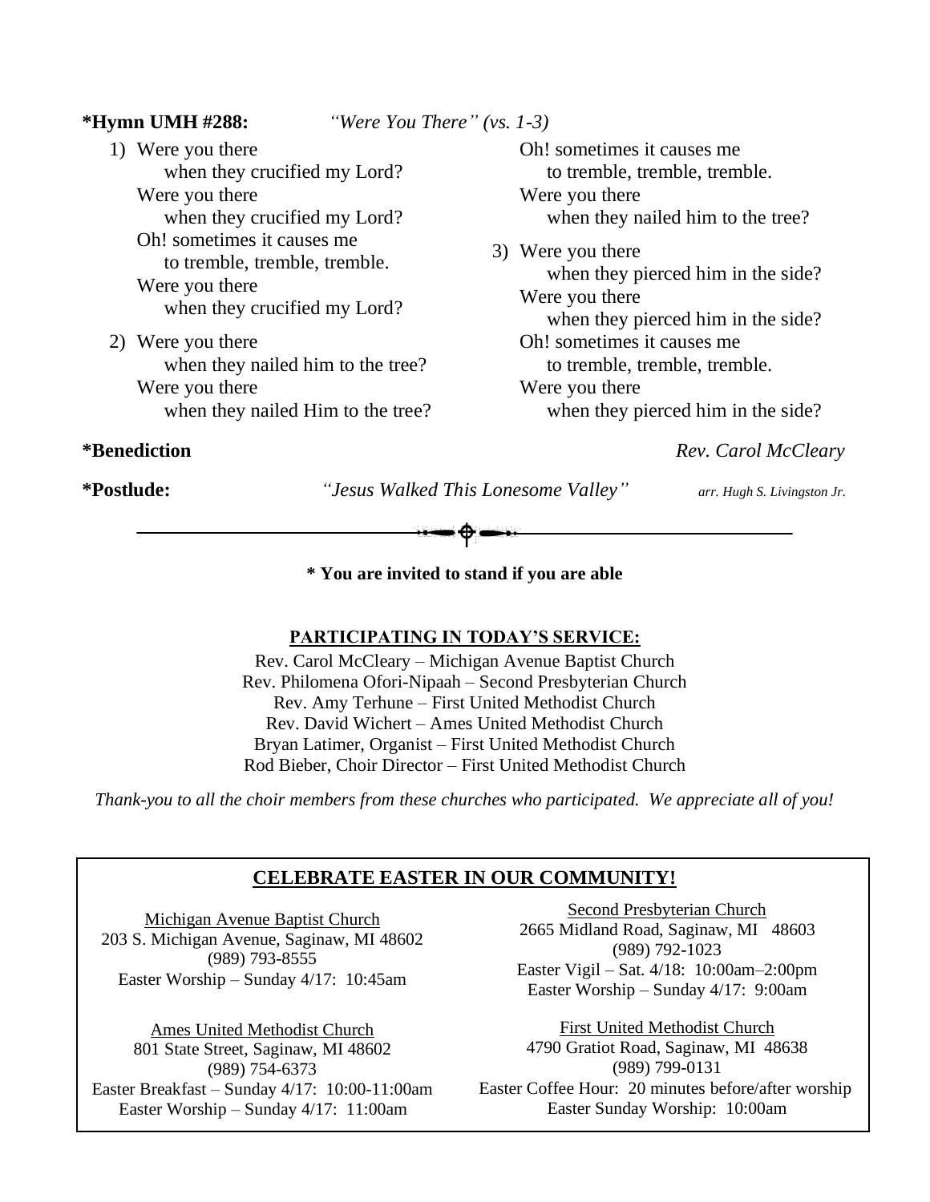**\*Hymn UMH #288:** *"Were You There" (vs. 1-3)*

1) Were you there
   when they crucified my Lord?
   Were you there
   when they crucified my Lord?
   Oh! sometimes it causes me
   to tremble, tremble, tremble.
   Were you there
   when they crucified my Lord?

2) Were you there
   when they nailed him to the tree?
   Were you there
   when they nailed Him to the tree?
   Oh! sometimes it causes me
   to tremble, tremble, tremble.
   Were you there
   when they nailed him to the tree?

3) Were you there
   when they pierced him in the side?
   Were you there
   when they pierced him in the side?
   Oh! sometimes it causes me
   to tremble, tremble, tremble.
   Were you there
   when they pierced him in the side?

**\*Benediction** *Rev. Carol McCleary*

**\*Postlude:** *"Jesus Walked This Lonesome Valley"* *arr. Hugh S. Livingston Jr.*

---

**\* You are invited to stand if you are able**

**PARTICIPATING IN TODAY'S SERVICE:**

Rev. Carol McCleary – Michigan Avenue Baptist Church
Rev. Philomena Ofori-Nipaah – Second Presbyterian Church
Rev. Amy Terhune – First United Methodist Church
Rev. David Wichert – Ames United Methodist Church
Bryan Latimer, Organist – First United Methodist Church
Rod Bieber, Choir Director – First United Methodist Church

*Thank-you to all the choir members from these churches who participated. We appreciate all of you!*

**CELEBRATE EASTER IN OUR COMMUNITY!**

Michigan Avenue Baptist Church
203 S. Michigan Avenue, Saginaw, MI 48602
(989) 793-8555
Easter Worship – Sunday 4/17: 10:45am

Ames United Methodist Church
801 State Street, Saginaw, MI 48602
(989) 754-6373
Easter Breakfast – Sunday 4/17: 10:00-11:00am
Easter Worship – Sunday 4/17: 11:00am

Second Presbyterian Church
2665 Midland Road, Saginaw, MI 48603
(989) 792-1023
Easter Vigil – Sat. 4/18: 10:00am–2:00pm
Easter Worship – Sunday 4/17: 9:00am

First United Methodist Church
4790 Gratiot Road, Saginaw, MI 48638
(989) 799-0131
Easter Coffee Hour: 20 minutes before/after worship
Easter Sunday Worship: 10:00am